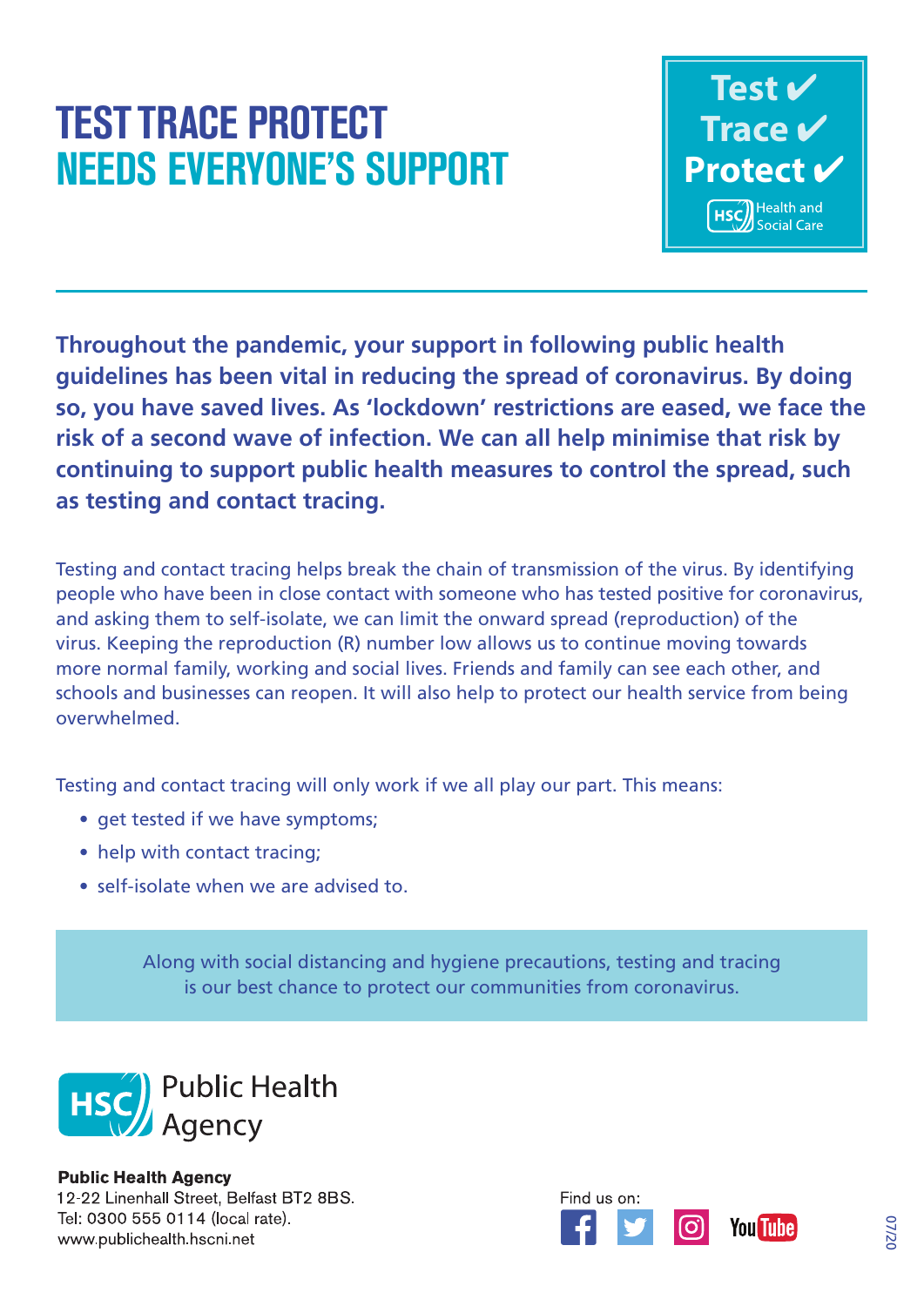# TEST TRACE PROTECT NEEDS EVERYONE'S SUPPORT

Test ✔
Trace ✔
Protect ✔

HSC Health and Social Care

**Throughout the pandemic, your support in following public health guidelines has been vital in reducing the spread of coronavirus. By doing so, you have saved lives. As 'lockdown' restrictions are eased, we face the risk of a second wave of infection. We can all help minimise that risk by continuing to support public health measures to control the spread, such as testing and contact tracing.**

Testing and contact tracing helps break the chain of transmission of the virus. By identifying people who have been in close contact with someone who has tested positive for coronavirus, and asking them to self-isolate, we can limit the onward spread (reproduction) of the virus. Keeping the reproduction (R) number low allows us to continue moving towards more normal family, working and social lives. Friends and family can see each other, and schools and businesses can reopen. It will also help to protect our health service from being overwhelmed.

Testing and contact tracing will only work if we all play our part. This means:

- get tested if we have symptoms;
- help with contact tracing;
- self-isolate when we are advised to.

Along with social distancing and hygiene precautions, testing and tracing is our best chance to protect our communities from coronavirus.

HSC Public Health Agency

**Public Health Agency**
12-22 Linenhall Street, Belfast BT2 8BS.
Tel: 0300 555 0114 (local rate).
www.publichealth.hscni.net

Find us on:

07/20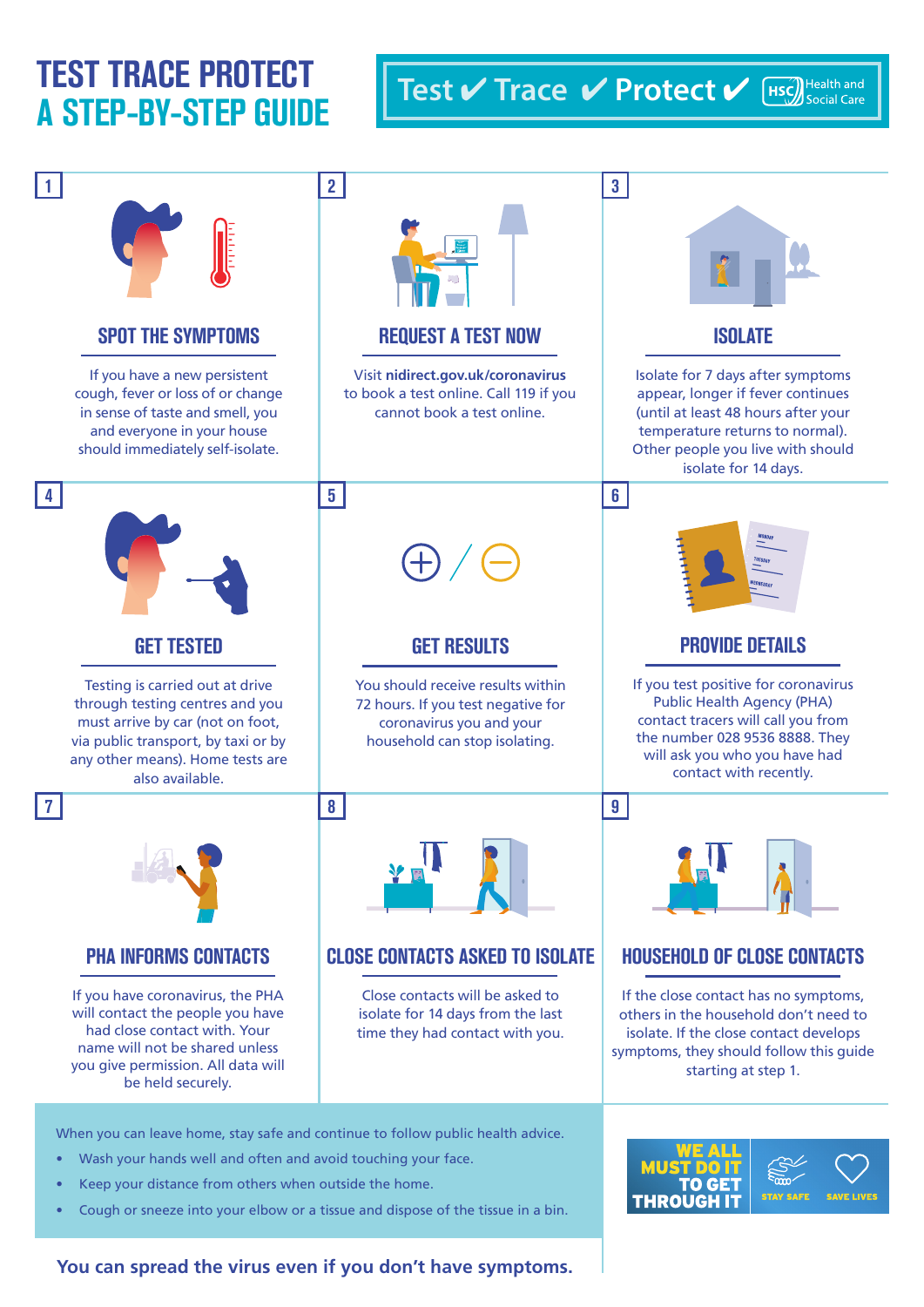# TEST TRACE PROTECT
# A STEP-BY-STEP GUIDE

Test ✔ Trace ✔ Protect ✔ HSC Health and Social Care

## 1 SPOT THE SYMPTOMS

If you have a new persistent cough, fever or loss of or change in sense of taste and smell, you and everyone in your house should immediately self-isolate.

## 2 REQUEST A TEST NOW

Visit **nidirect.gov.uk/coronavirus** to book a test online. Call 119 if you cannot book a test online.

## 3 ISOLATE

Isolate for 7 days after symptoms appear, longer if fever continues (until at least 48 hours after your temperature returns to normal). Other people you live with should isolate for 14 days.

## 4 GET TESTED

Testing is carried out at drive through testing centres and you must arrive by car (not on foot, via public transport, by taxi or by any other means). Home tests are also available.

## 5 GET RESULTS

You should receive results within 72 hours. If you test negative for coronavirus you and your household can stop isolating.

## 6 PROVIDE DETAILS

If you test positive for coronavirus Public Health Agency (PHA) contact tracers will call you from the number 028 9536 8888. They will ask you who you have had contact with recently.

## 7 PHA INFORMS CONTACTS

If you have coronavirus, the PHA will contact the people you have had close contact with. Your name will not be shared unless you give permission. All data will be held securely.

## 8 CLOSE CONTACTS ASKED TO ISOLATE

Close contacts will be asked to isolate for 14 days from the last time they had contact with you.

## 9 HOUSEHOLD OF CLOSE CONTACTS

If the close contact has no symptoms, others in the household don't need to isolate. If the close contact develops symptoms, they should follow this guide starting at step 1.

When you can leave home, stay safe and continue to follow public health advice.

- Wash your hands well and often and avoid touching your face.
- Keep your distance from others when outside the home.
- Cough or sneeze into your elbow or a tissue and dispose of the tissue in a bin.

WE ALL MUST DO IT TO GET THROUGH IT

STAY SAFE SAVE LIVES

**You can spread the virus even if you don't have symptoms.**